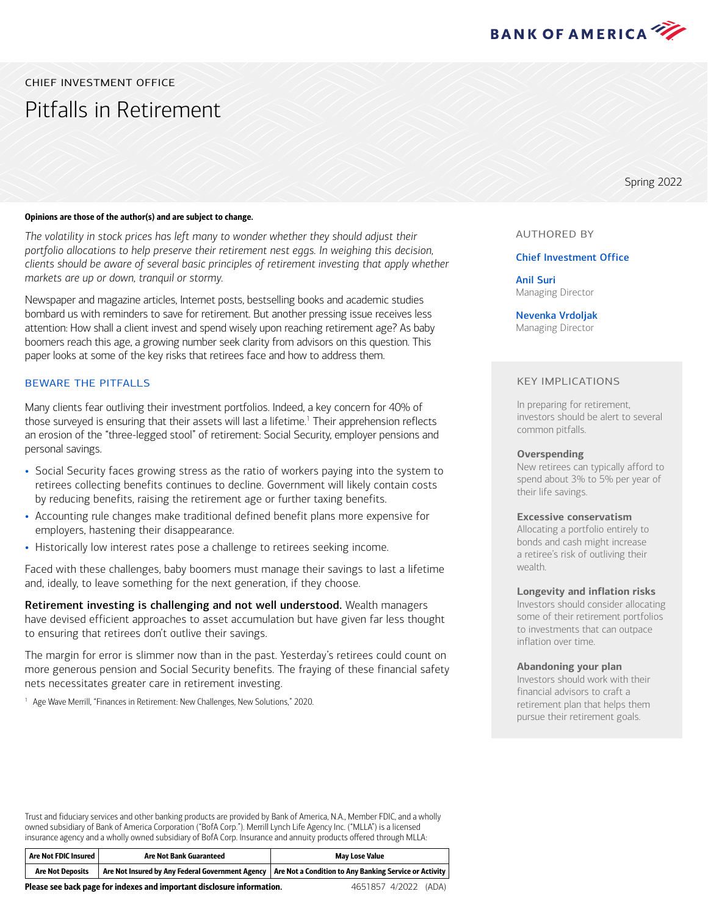BANK OF AMERICA

CHIEF INVESTMENT OFFICE

# Pitfalls in Retirement

Spring 2022

**Opinions are those of the author(s) and are subject to change.**

*The volatility in stock prices has left many to wonder whether they should adjust their portfolio allocations to help preserve their retirement nest eggs. In weighing this decision, clients should be aware of several basic principles of retirement investing that apply whether markets are up or down, tranquil or stormy.*

Newspaper and magazine articles, Internet posts, bestselling books and academic studies bombard us with reminders to save for retirement. But another pressing issue receives less attention: How shall a client invest and spend wisely upon reaching retirement age? As baby boomers reach this age, a growing number seek clarity from advisors on this question. This paper looks at some of the key risks that retirees face and how to address them.

## BEWARE THE PITFALLS

Many clients fear outliving their investment portfolios. Indeed, a key concern for 40% of those surveyed is ensuring that their assets will last a lifetime.[1] Their apprehension reflects an erosion of the "three-legged stool" of retirement: Social Security, employer pensions and personal savings.

- Social Security faces growing stress as the ratio of workers paying into the system to retirees collecting benefits continues to decline. Government will likely contain costs by reducing benefits, raising the retirement age or further taxing benefits.
- Accounting rule changes make traditional defined benefit plans more expensive for employers, hastening their disappearance.
- Historically low interest rates pose a challenge to retirees seeking income.

Faced with these challenges, baby boomers must manage their savings to last a lifetime and, ideally, to leave something for the next generation, if they choose.

**Retirement investing is challenging and not well understood.** Wealth managers have devised efficient approaches to asset accumulation but have given far less thought to ensuring that retirees don't outlive their savings.

The margin for error is slimmer now than in the past. Yesterday's retirees could count on more generous pension and Social Security benefits. The fraying of these financial safety nets necessitates greater care in retirement investing.

[1] Age Wave Merrill, "Finances in Retirement: New Challenges, New Solutions," 2020.

AUTHORED BY

Chief Investment Office

Anil Suri
Managing Director

Nevenka Vrdoljak
Managing Director

KEY IMPLICATIONS

In preparing for retirement, investors should be alert to several common pitfalls.

**Overspending**
New retirees can typically afford to spend about 3% to 5% per year of their life savings.

**Excessive conservatism**
Allocating a portfolio entirely to bonds and cash might increase a retiree's risk of outliving their wealth.

**Longevity and inflation risks**
Investors should consider allocating some of their retirement portfolios to investments that can outpace inflation over time.

**Abandoning your plan**
Investors should work with their financial advisors to craft a retirement plan that helps them pursue their retirement goals.

Trust and fiduciary services and other banking products are provided by Bank of America, N.A., Member FDIC, and a wholly owned subsidiary of Bank of America Corporation ("BofA Corp."). Merrill Lynch Life Agency Inc. ("MLLA") is a licensed insurance agency and a wholly owned subsidiary of BofA Corp. Insurance and annuity products offered through MLLA:

| Are Not FDIC Insured | Are Not Bank Guaranteed | May Lose Value |
|---|---|---|
| Are Not Deposits | Are Not Insured by Any Federal Government Agency | Are Not a Condition to Any Banking Service or Activity |

**Please see back page for indexes and important disclosure information.** 4651857 4/2022 (ADA)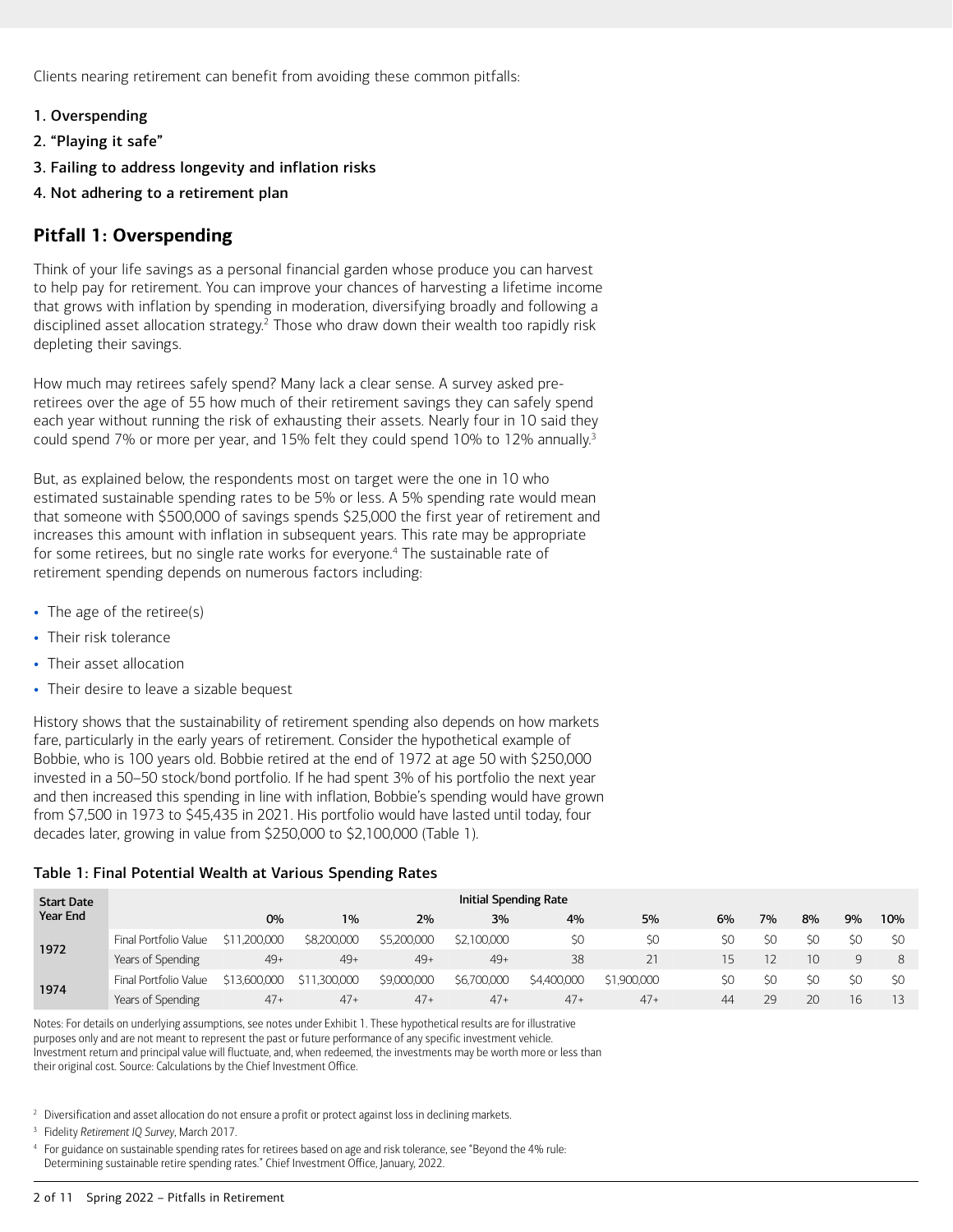Clients nearing retirement can benefit from avoiding these common pitfalls:

1. **Overspending**
2. **"Playing it safe"**
3. **Failing to address longevity and inflation risks**
4. **Not adhering to a retirement plan**

## Pitfall 1: Overspending

Think of your life savings as a personal financial garden whose produce you can harvest to help pay for retirement. You can improve your chances of harvesting a lifetime income that grows with inflation by spending in moderation, diversifying broadly and following a disciplined asset allocation strategy.[2] Those who draw down their wealth too rapidly risk depleting their savings.

How much may retirees safely spend? Many lack a clear sense. A survey asked pre-retirees over the age of 55 how much of their retirement savings they can safely spend each year without running the risk of exhausting their assets. Nearly four in 10 said they could spend 7% or more per year, and 15% felt they could spend 10% to 12% annually.[3]

But, as explained below, the respondents most on target were the one in 10 who estimated sustainable spending rates to be 5% or less. A 5% spending rate would mean that someone with $500,000 of savings spends $25,000 the first year of retirement and increases this amount with inflation in subsequent years. This rate may be appropriate for some retirees, but no single rate works for everyone.[4] The sustainable rate of retirement spending depends on numerous factors including:

- The age of the retiree(s)
- Their risk tolerance
- Their asset allocation
- Their desire to leave a sizable bequest

History shows that the sustainability of retirement spending also depends on how markets fare, particularly in the early years of retirement. Consider the hypothetical example of Bobbie, who is 100 years old. Bobbie retired at the end of 1972 at age 50 with $250,000 invested in a 50–50 stock/bond portfolio. If he had spent 3% of his portfolio the next year and then increased this spending in line with inflation, Bobbie's spending would have grown from $7,500 in 1973 to $45,435 in 2021. His portfolio would have lasted until today, four decades later, growing in value from $250,000 to $2,100,000 (Table 1).

**Table 1: Final Potential Wealth at Various Spending Rates**

| Start Date Year End | | Initial Spending Rate | | | | | | | | | | |
|---|---|---|---|---|---|---|---|---|---|---|---|---|
| | | 0% | 1% | 2% | 3% | 4% | 5% | 6% | 7% | 8% | 9% | 10% |
| 1972 | Final Portfolio Value | $11,200,000 | $8,200,000 | $5,200,000 | $2,100,000 | $0 | $0 | $0 | $0 | $0 | $0 | $0 |
| | Years of Spending | 49+ | 49+ | 49+ | 49+ | 38 | 21 | 15 | 12 | 10 | 9 | 8 |
| 1974 | Final Portfolio Value | $13,600,000 | $11,300,000 | $9,000,000 | $6,700,000 | $4,400,000 | $1,900,000 | $0 | $0 | $0 | $0 | $0 |
| | Years of Spending | 47+ | 47+ | 47+ | 47+ | 47+ | 47+ | 44 | 29 | 20 | 16 | 13 |

Notes: For details on underlying assumptions, see notes under Exhibit 1. These hypothetical results are for illustrative purposes only and are not meant to represent the past or future performance of any specific investment vehicle. Investment return and principal value will fluctuate, and, when redeemed, the investments may be worth more or less than their original cost. Source: Calculations by the Chief Investment Office.

[2] Diversification and asset allocation do not ensure a profit or protect against loss in declining markets.

[3] Fidelity *Retirement IQ Survey*, March 2017.

[4] For guidance on sustainable spending rates for retirees based on age and risk tolerance, see "Beyond the 4% rule: Determining sustainable retire spending rates." Chief Investment Office, January, 2022.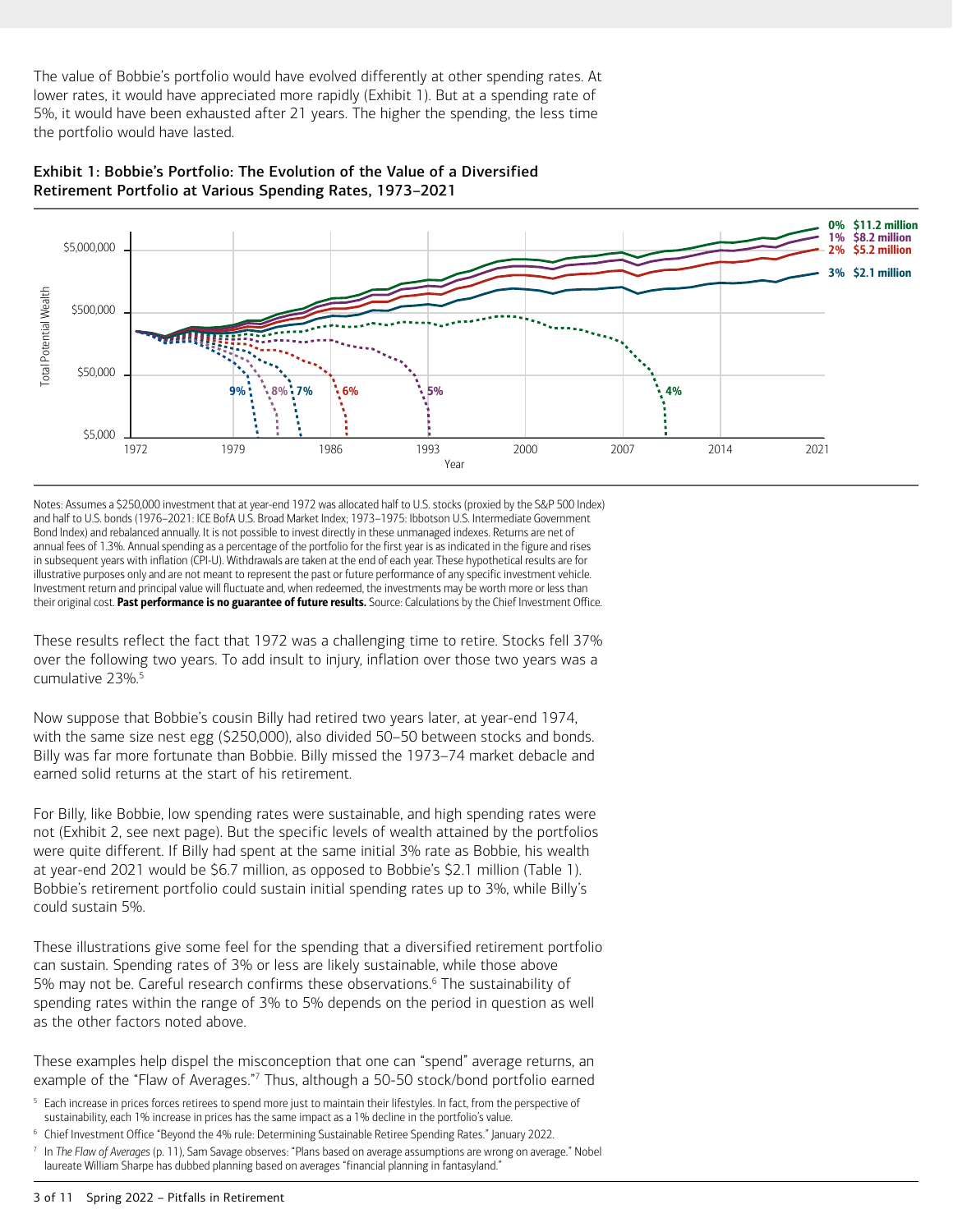The value of Bobbie's portfolio would have evolved differently at other spending rates. At lower rates, it would have appreciated more rapidly (Exhibit 1). But at a spending rate of 5%, it would have been exhausted after 21 years. The higher the spending, the less time the portfolio would have lasted.

**Exhibit 1: Bobbie's Portfolio: The Evolution of the Value of a Diversified Retirement Portfolio at Various Spending Rates, 1973–2021**

Notes: Assumes a $250,000 investment that at year-end 1972 was allocated half to U.S. stocks (proxied by the S&P 500 Index) and half to U.S. bonds (1976–2021: ICE BofA U.S. Broad Market Index; 1973–1975: Ibbotson U.S. Intermediate Government Bond Index) and rebalanced annually. It is not possible to invest directly in these unmanaged indexes. Returns are net of annual fees of 1.3%. Annual spending as a percentage of the portfolio for the first year is as indicated in the figure and rises in subsequent years with inflation (CPI-U). Withdrawals are taken at the end of each year. These hypothetical results are for illustrative purposes only and are not meant to represent the past or future performance of any specific investment vehicle. Investment return and principal value will fluctuate and, when redeemed, the investments may be worth more or less than their original cost. **Past performance is no guarantee of future results.** Source: Calculations by the Chief Investment Office.

These results reflect the fact that 1972 was a challenging time to retire. Stocks fell 37% over the following two years. To add insult to injury, inflation over those two years was a cumulative 23%.[5]

Now suppose that Bobbie's cousin Billy had retired two years later, at year-end 1974, with the same size nest egg ($250,000), also divided 50–50 between stocks and bonds. Billy was far more fortunate than Bobbie. Billy missed the 1973–74 market debacle and earned solid returns at the start of his retirement.

For Billy, like Bobbie, low spending rates were sustainable, and high spending rates were not (Exhibit 2, see next page). But the specific levels of wealth attained by the portfolios were quite different. If Billy had spent at the same initial 3% rate as Bobbie, his wealth at year-end 2021 would be $6.7 million, as opposed to Bobbie's $2.1 million (Table 1). Bobbie's retirement portfolio could sustain initial spending rates up to 3%, while Billy's could sustain 5%.

These illustrations give some feel for the spending that a diversified retirement portfolio can sustain. Spending rates of 3% or less are likely sustainable, while those above 5% may not be. Careful research confirms these observations.[6] The sustainability of spending rates within the range of 3% to 5% depends on the period in question as well as the other factors noted above.

These examples help dispel the misconception that one can "spend" average returns, an example of the "Flaw of Averages."[7] Thus, although a 50-50 stock/bond portfolio earned

[5] Each increase in prices forces retirees to spend more just to maintain their lifestyles. In fact, from the perspective of sustainability, each 1% increase in prices has the same impact as a 1% decline in the portfolio's value.

[6] Chief Investment Office "Beyond the 4% rule: Determining Sustainable Retiree Spending Rates." January 2022.

[7] In *The Flaw of Averages* (p. 11), Sam Savage observes: "Plans based on average assumptions are wrong on average." Nobel laureate William Sharpe has dubbed planning based on averages "financial planning in fantasyland."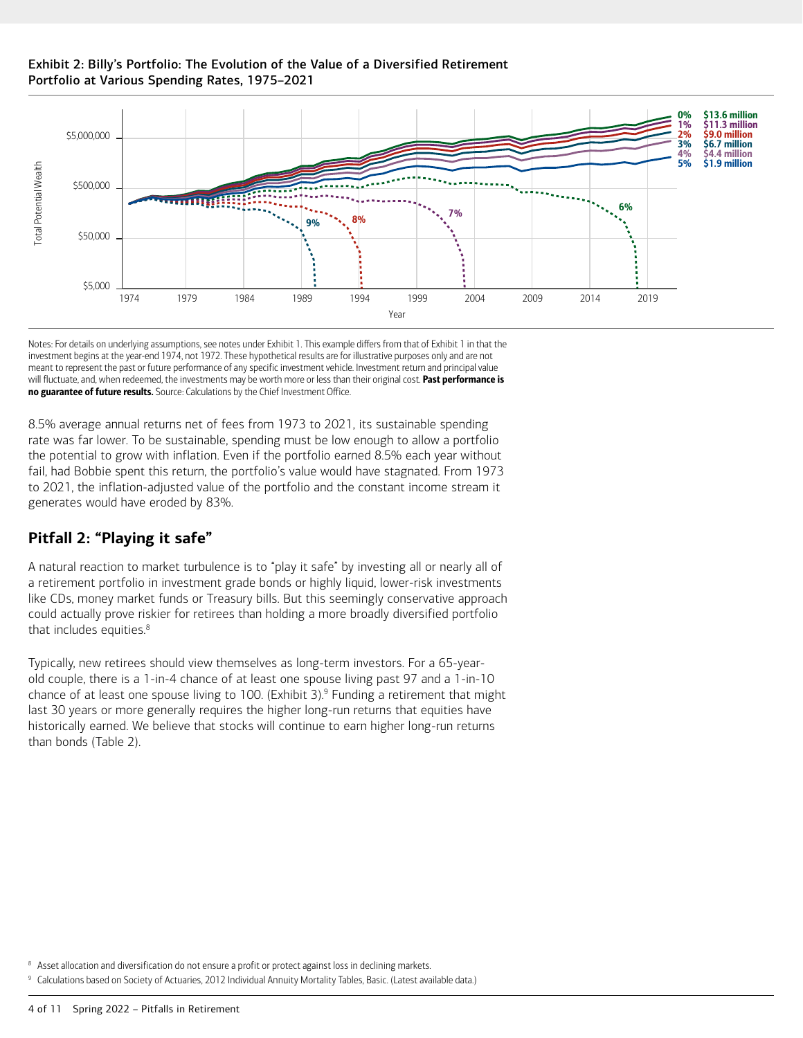Exhibit 2: Billy's Portfolio: The Evolution of the Value of a Diversified Retirement Portfolio at Various Spending Rates, 1975–2021

Notes: For details on underlying assumptions, see notes under Exhibit 1. This example differs from that of Exhibit 1 in that the investment begins at the year-end 1974, not 1972. These hypothetical results are for illustrative purposes only and are not meant to represent the past or future performance of any specific investment vehicle. Investment return and principal value will fluctuate, and, when redeemed, the investments may be worth more or less than their original cost. **Past performance is no guarantee of future results.** Source: Calculations by the Chief Investment Office.

8.5% average annual returns net of fees from 1973 to 2021, its sustainable spending rate was far lower. To be sustainable, spending must be low enough to allow a portfolio the potential to grow with inflation. Even if the portfolio earned 8.5% each year without fail, had Bobbie spent this return, the portfolio's value would have stagnated. From 1973 to 2021, the inflation-adjusted value of the portfolio and the constant income stream it generates would have eroded by 83%.

## Pitfall 2: "Playing it safe"

A natural reaction to market turbulence is to "play it safe" by investing all or nearly all of a retirement portfolio in investment grade bonds or highly liquid, lower-risk investments like CDs, money market funds or Treasury bills. But this seemingly conservative approach could actually prove riskier for retirees than holding a more broadly diversified portfolio that includes equities.[8]

Typically, new retirees should view themselves as long-term investors. For a 65-year-old couple, there is a 1-in-4 chance of at least one spouse living past 97 and a 1-in-10 chance of at least one spouse living to 100. (Exhibit 3).[9] Funding a retirement that might last 30 years or more generally requires the higher long-run returns that equities have historically earned. We believe that stocks will continue to earn higher long-run returns than bonds (Table 2).

[8] Asset allocation and diversification do not ensure a profit or protect against loss in declining markets.

[9] Calculations based on Society of Actuaries, 2012 Individual Annuity Mortality Tables, Basic. (Latest available data.)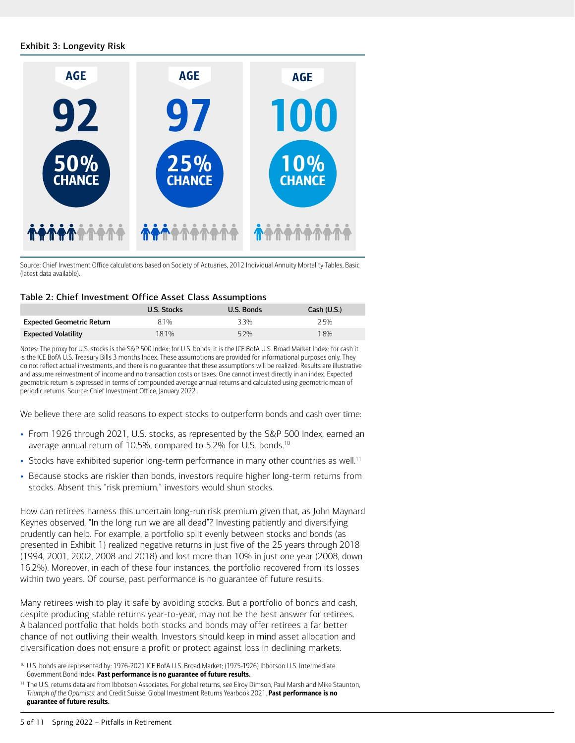### Exhibit 3: Longevity Risk

AGE 92 — 50% CHANCE

AGE 97 — 25% CHANCE

AGE 100 — 10% CHANCE

Source: Chief Investment Office calculations based on Society of Actuaries, 2012 Individual Annuity Mortality Tables, Basic (latest data available).

### Table 2: Chief Investment Office Asset Class Assumptions

| | U.S. Stocks | U.S. Bonds | Cash (U.S.) |
|---|---|---|---|
| **Expected Geometric Return** | 8.1% | 3.3% | 2.5% |
| **Expected Volatility** | 18.1% | 5.2% | 1.8% |

Notes: The proxy for U.S. stocks is the S&P 500 Index; for U.S. bonds, it is the ICE BofA U.S. Broad Market Index; for cash it is the ICE BofA U.S. Treasury Bills 3 months Index. These assumptions are provided for informational purposes only. They do not reflect actual investments, and there is no guarantee that these assumptions will be realized. Results are illustrative and assume reinvestment of income and no transaction costs or taxes. One cannot invest directly in an index. Expected geometric return is expressed in terms of compounded average annual returns and calculated using geometric mean of periodic returns. Source: Chief Investment Office, January 2022.

We believe there are solid reasons to expect stocks to outperform bonds and cash over time:

- From 1926 through 2021, U.S. stocks, as represented by the S&P 500 Index, earned an average annual return of 10.5%, compared to 5.2% for U.S. bonds.[10]
- Stocks have exhibited superior long-term performance in many other countries as well.[11]
- Because stocks are riskier than bonds, investors require higher long-term returns from stocks. Absent this "risk premium," investors would shun stocks.

How can retirees harness this uncertain long-run risk premium given that, as John Maynard Keynes observed, "In the long run we are all dead"? Investing patiently and diversifying prudently can help. For example, a portfolio split evenly between stocks and bonds (as presented in Exhibit 1) realized negative returns in just five of the 25 years through 2018 (1994, 2001, 2002, 2008 and 2018) and lost more than 10% in just one year (2008, down 16.2%). Moreover, in each of these four instances, the portfolio recovered from its losses within two years. Of course, past performance is no guarantee of future results.

Many retirees wish to play it safe by avoiding stocks. But a portfolio of bonds and cash, despite producing stable returns year-to-year, may not be the best answer for retirees. A balanced portfolio that holds both stocks and bonds may offer retirees a far better chance of not outliving their wealth. Investors should keep in mind asset allocation and diversification does not ensure a profit or protect against loss in declining markets.

[10] U.S. bonds are represented by: 1976-2021 ICE BofA U.S. Broad Market; (1975-1926) Ibbotson U.S. Intermediate Government Bond Index. **Past performance is no guarantee of future results.**

[11] The U.S. returns data are from Ibbotson Associates. For global returns, see Elroy Dimson, Paul Marsh and Mike Staunton, *Triumph of the Optimists*; and Credit Suisse, Global Investment Returns Yearbook 2021. **Past performance is no guarantee of future results.**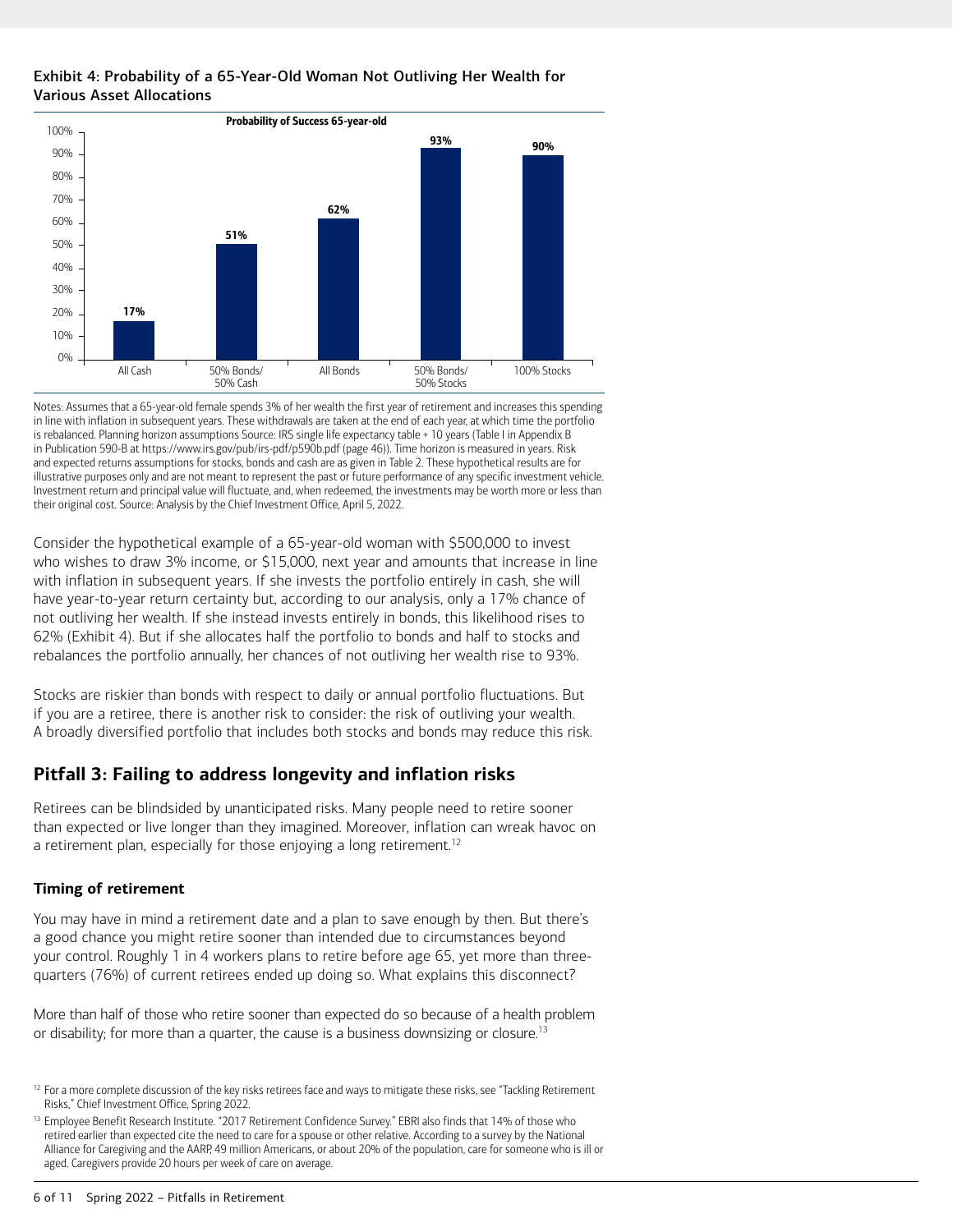**Exhibit 4: Probability of a 65-Year-Old Woman Not Outliving Her Wealth for Various Asset Allocations**

**Probability of Success 65-year-old**

| Asset Allocation | Probability of Success |
|---|---|
| All Cash | 17% |
| 50% Bonds/ 50% Cash | 51% |
| All Bonds | 62% |
| 50% Bonds/ 50% Stocks | 93% |
| 100% Stocks | 90% |

Notes: Assumes that a 65-year-old female spends 3% of her wealth the first year of retirement and increases this spending in line with inflation in subsequent years. These withdrawals are taken at the end of each year, at which time the portfolio is rebalanced. Planning horizon assumptions Source: IRS single life expectancy table + 10 years (Table I in Appendix B in Publication 590-B at https://www.irs.gov/pub/irs-pdf/p590b.pdf (page 46)). Time horizon is measured in years. Risk and expected returns assumptions for stocks, bonds and cash are as given in Table 2. These hypothetical results are for illustrative purposes only and are not meant to represent the past or future performance of any specific investment vehicle. Investment return and principal value will fluctuate, and, when redeemed, the investments may be worth more or less than their original cost. Source: Analysis by the Chief Investment Office, April 5, 2022.

Consider the hypothetical example of a 65-year-old woman with $500,000 to invest who wishes to draw 3% income, or $15,000, next year and amounts that increase in line with inflation in subsequent years. If she invests the portfolio entirely in cash, she will have year-to-year return certainty but, according to our analysis, only a 17% chance of not outliving her wealth. If she instead invests entirely in bonds, this likelihood rises to 62% (Exhibit 4). But if she allocates half the portfolio to bonds and half to stocks and rebalances the portfolio annually, her chances of not outliving her wealth rise to 93%.

Stocks are riskier than bonds with respect to daily or annual portfolio fluctuations. But if you are a retiree, there is another risk to consider: the risk of outliving your wealth. A broadly diversified portfolio that includes both stocks and bonds may reduce this risk.

## Pitfall 3: Failing to address longevity and inflation risks

Retirees can be blindsided by unanticipated risks. Many people need to retire sooner than expected or live longer than they imagined. Moreover, inflation can wreak havoc on a retirement plan, especially for those enjoying a long retirement.[12]

### Timing of retirement

You may have in mind a retirement date and a plan to save enough by then. But there's a good chance you might retire sooner than intended due to circumstances beyond your control. Roughly 1 in 4 workers plans to retire before age 65, yet more than three-quarters (76%) of current retirees ended up doing so. What explains this disconnect?

More than half of those who retire sooner than expected do so because of a health problem or disability; for more than a quarter, the cause is a business downsizing or closure.[13]

[12] For a more complete discussion of the key risks retirees face and ways to mitigate these risks, see "Tackling Retirement Risks," Chief Investment Office, Spring 2022.

[13] Employee Benefit Research Institute. "2017 Retirement Confidence Survey." EBRI also finds that 14% of those who retired earlier than expected cite the need to care for a spouse or other relative. According to a survey by the National Alliance for Caregiving and the AARP, 49 million Americans, or about 20% of the population, care for someone who is ill or aged. Caregivers provide 20 hours per week of care on average.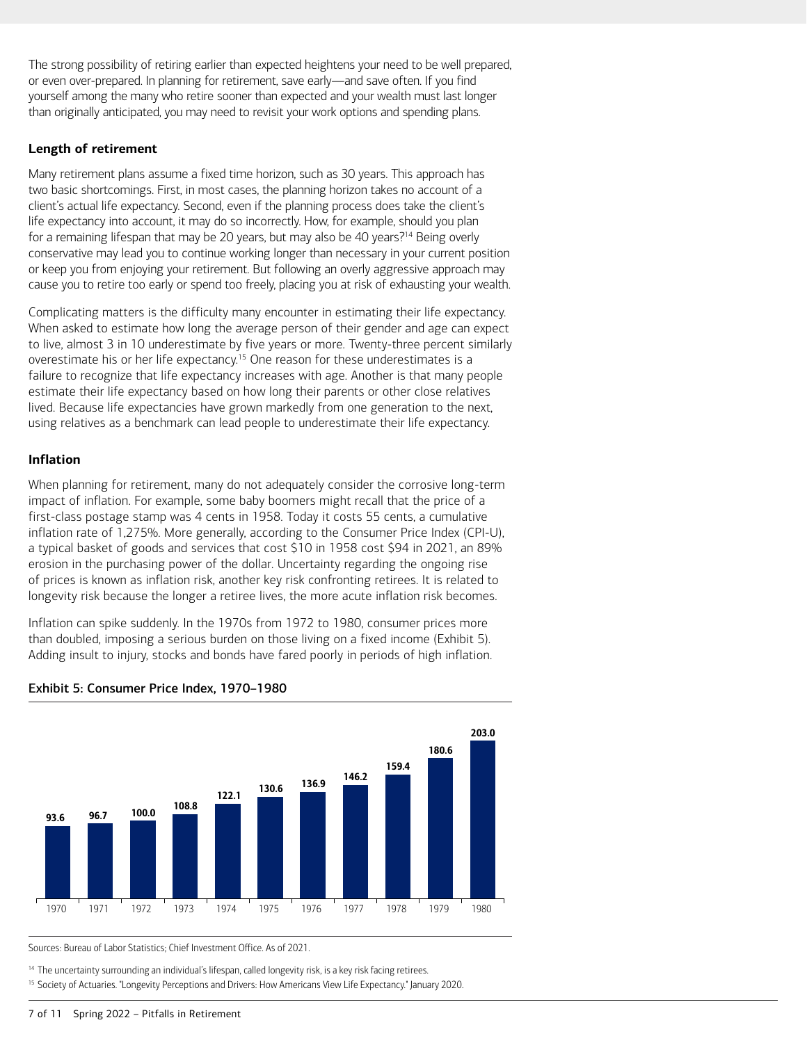The strong possibility of retiring earlier than expected heightens your need to be well prepared, or even over-prepared. In planning for retirement, save early—and save often. If you find yourself among the many who retire sooner than expected and your wealth must last longer than originally anticipated, you may need to revisit your work options and spending plans.

### Length of retirement

Many retirement plans assume a fixed time horizon, such as 30 years. This approach has two basic shortcomings. First, in most cases, the planning horizon takes no account of a client's actual life expectancy. Second, even if the planning process does take the client's life expectancy into account, it may do so incorrectly. How, for example, should you plan for a remaining lifespan that may be 20 years, but may also be 40 years?[14] Being overly conservative may lead you to continue working longer than necessary in your current position or keep you from enjoying your retirement. But following an overly aggressive approach may cause you to retire too early or spend too freely, placing you at risk of exhausting your wealth.

Complicating matters is the difficulty many encounter in estimating their life expectancy. When asked to estimate how long the average person of their gender and age can expect to live, almost 3 in 10 underestimate by five years or more. Twenty-three percent similarly overestimate his or her life expectancy.[15] One reason for these underestimates is a failure to recognize that life expectancy increases with age. Another is that many people estimate their life expectancy based on how long their parents or other close relatives lived. Because life expectancies have grown markedly from one generation to the next, using relatives as a benchmark can lead people to underestimate their life expectancy.

### Inflation

When planning for retirement, many do not adequately consider the corrosive long-term impact of inflation. For example, some baby boomers might recall that the price of a first-class postage stamp was 4 cents in 1958. Today it costs 55 cents, a cumulative inflation rate of 1,275%. More generally, according to the Consumer Price Index (CPI-U), a typical basket of goods and services that cost $10 in 1958 cost $94 in 2021, an 89% erosion in the purchasing power of the dollar. Uncertainty regarding the ongoing rise of prices is known as inflation risk, another key risk confronting retirees. It is related to longevity risk because the longer a retiree lives, the more acute inflation risk becomes.

Inflation can spike suddenly. In the 1970s from 1972 to 1980, consumer prices more than doubled, imposing a serious burden on those living on a fixed income (Exhibit 5). Adding insult to injury, stocks and bonds have fared poorly in periods of high inflation.

**Exhibit 5: Consumer Price Index, 1970–1980**

| Year | CPI |
|---|---|
| 1970 | 93.6 |
| 1971 | 96.7 |
| 1972 | 100.0 |
| 1973 | 108.8 |
| 1974 | 122.1 |
| 1975 | 130.6 |
| 1976 | 136.9 |
| 1977 | 146.2 |
| 1978 | 159.4 |
| 1979 | 180.6 |
| 1980 | 203.0 |

Sources: Bureau of Labor Statistics; Chief Investment Office. As of 2021.

[14] The uncertainty surrounding an individual's lifespan, called longevity risk, is a key risk facing retirees.

[15] Society of Actuaries. "Longevity Perceptions and Drivers: How Americans View Life Expectancy." January 2020.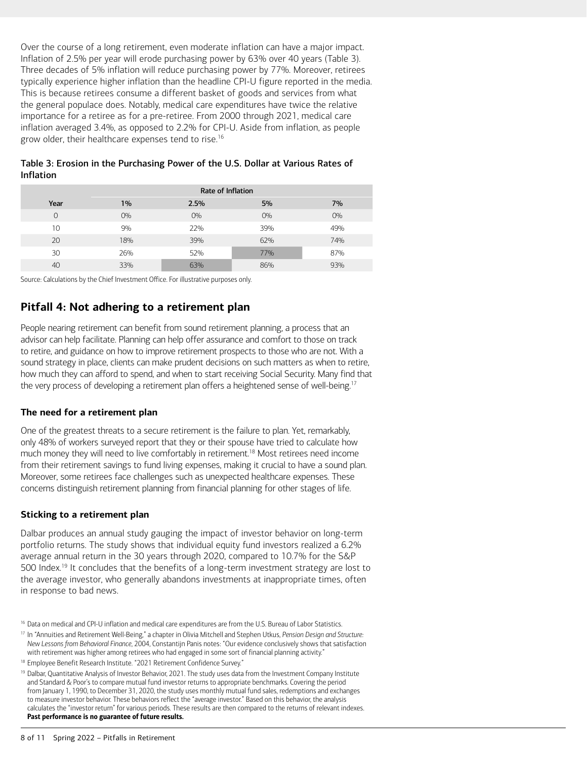Over the course of a long retirement, even moderate inflation can have a major impact. Inflation of 2.5% per year will erode purchasing power by 63% over 40 years (Table 3). Three decades of 5% inflation will reduce purchasing power by 77%. Moreover, retirees typically experience higher inflation than the headline CPI-U figure reported in the media. This is because retirees consume a different basket of goods and services from what the general populace does. Notably, medical care expenditures have twice the relative importance for a retiree as for a pre-retiree. From 2000 through 2021, medical care inflation averaged 3.4%, as opposed to 2.2% for CPI-U. Aside from inflation, as people grow older, their healthcare expenses tend to rise.[16]

**Table 3: Erosion in the Purchasing Power of the U.S. Dollar at Various Rates of Inflation**

| | Rate of Inflation | | | |
|---|---|---|---|---|
| **Year** | **1%** | **2.5%** | **5%** | **7%** |
| 0 | 0% | 0% | 0% | 0% |
| 10 | 9% | 22% | 39% | 49% |
| 20 | 18% | 39% | 62% | 74% |
| 30 | 26% | 52% | 77% | 87% |
| 40 | 33% | 63% | 86% | 93% |

Source: Calculations by the Chief Investment Office. For illustrative purposes only.

## Pitfall 4: Not adhering to a retirement plan

People nearing retirement can benefit from sound retirement planning, a process that an advisor can help facilitate. Planning can help offer assurance and comfort to those on track to retire, and guidance on how to improve retirement prospects to those who are not. With a sound strategy in place, clients can make prudent decisions on such matters as when to retire, how much they can afford to spend, and when to start receiving Social Security. Many find that the very process of developing a retirement plan offers a heightened sense of well-being.[17]

### The need for a retirement plan

One of the greatest threats to a secure retirement is the failure to plan. Yet, remarkably, only 48% of workers surveyed report that they or their spouse have tried to calculate how much money they will need to live comfortably in retirement.[18] Most retirees need income from their retirement savings to fund living expenses, making it crucial to have a sound plan. Moreover, some retirees face challenges such as unexpected healthcare expenses. These concerns distinguish retirement planning from financial planning for other stages of life.

### Sticking to a retirement plan

Dalbar produces an annual study gauging the impact of investor behavior on long-term portfolio returns. The study shows that individual equity fund investors realized a 6.2% average annual return in the 30 years through 2020, compared to 10.7% for the S&P 500 Index.[19] It concludes that the benefits of a long-term investment strategy are lost to the average investor, who generally abandons investments at inappropriate times, often in response to bad news.

[16] Data on medical and CPI-U inflation and medical care expenditures are from the U.S. Bureau of Labor Statistics.

[17] In "Annuities and Retirement Well-Being," a chapter in Olivia Mitchell and Stephen Utkus, *Pension Design and Structure: New Lessons from Behavioral Finance*, 2004, Constantijn Panis notes: "Our evidence conclusively shows that satisfaction with retirement was higher among retirees who had engaged in some sort of financial planning activity."

[18] Employee Benefit Research Institute. "2021 Retirement Confidence Survey."

[19] Dalbar, Quantitative Analysis of Investor Behavior, 2021. The study uses data from the Investment Company Institute and Standard & Poor's to compare mutual fund investor returns to appropriate benchmarks. Covering the period from January 1, 1990, to December 31, 2020, the study uses monthly mutual fund sales, redemptions and exchanges to measure investor behavior. These behaviors reflect the "average investor." Based on this behavior, the analysis calculates the "investor return" for various periods. These results are then compared to the returns of relevant indexes. **Past performance is no guarantee of future results.**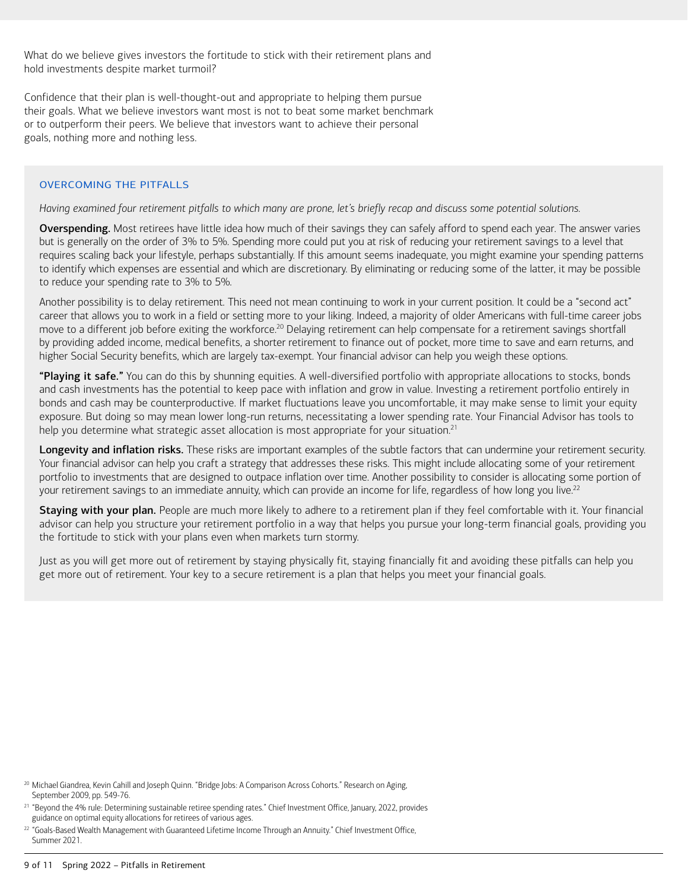What do we believe gives investors the fortitude to stick with their retirement plans and hold investments despite market turmoil?

Confidence that their plan is well-thought-out and appropriate to helping them pursue their goals. What we believe investors want most is not to beat some market benchmark or to outperform their peers. We believe that investors want to achieve their personal goals, nothing more and nothing less.

## OVERCOMING THE PITFALLS

*Having examined four retirement pitfalls to which many are prone, let's briefly recap and discuss some potential solutions.*

**Overspending.** Most retirees have little idea how much of their savings they can safely afford to spend each year. The answer varies but is generally on the order of 3% to 5%. Spending more could put you at risk of reducing your retirement savings to a level that requires scaling back your lifestyle, perhaps substantially. If this amount seems inadequate, you might examine your spending patterns to identify which expenses are essential and which are discretionary. By eliminating or reducing some of the latter, it may be possible to reduce your spending rate to 3% to 5%.

Another possibility is to delay retirement. This need not mean continuing to work in your current position. It could be a "second act" career that allows you to work in a field or setting more to your liking. Indeed, a majority of older Americans with full-time career jobs move to a different job before exiting the workforce.[20] Delaying retirement can help compensate for a retirement savings shortfall by providing added income, medical benefits, a shorter retirement to finance out of pocket, more time to save and earn returns, and higher Social Security benefits, which are largely tax-exempt. Your financial advisor can help you weigh these options.

**"Playing it safe."** You can do this by shunning equities. A well-diversified portfolio with appropriate allocations to stocks, bonds and cash investments has the potential to keep pace with inflation and grow in value. Investing a retirement portfolio entirely in bonds and cash may be counterproductive. If market fluctuations leave you uncomfortable, it may make sense to limit your equity exposure. But doing so may mean lower long-run returns, necessitating a lower spending rate. Your Financial Advisor has tools to help you determine what strategic asset allocation is most appropriate for your situation.[21]

**Longevity and inflation risks.** These risks are important examples of the subtle factors that can undermine your retirement security. Your financial advisor can help you craft a strategy that addresses these risks. This might include allocating some of your retirement portfolio to investments that are designed to outpace inflation over time. Another possibility to consider is allocating some portion of your retirement savings to an immediate annuity, which can provide an income for life, regardless of how long you live.[22]

**Staying with your plan.** People are much more likely to adhere to a retirement plan if they feel comfortable with it. Your financial advisor can help you structure your retirement portfolio in a way that helps you pursue your long-term financial goals, providing you the fortitude to stick with your plans even when markets turn stormy.

Just as you will get more out of retirement by staying physically fit, staying financially fit and avoiding these pitfalls can help you get more out of retirement. Your key to a secure retirement is a plan that helps you meet your financial goals.

---

[20] Michael Giandrea, Kevin Cahill and Joseph Quinn. "Bridge Jobs: A Comparison Across Cohorts." Research on Aging, September 2009, pp. 549-76.

[21] "Beyond the 4% rule: Determining sustainable retiree spending rates." Chief Investment Office, January, 2022, provides guidance on optimal equity allocations for retirees of various ages.

[22] "Goals-Based Wealth Management with Guaranteed Lifetime Income Through an Annuity." Chief Investment Office, Summer 2021.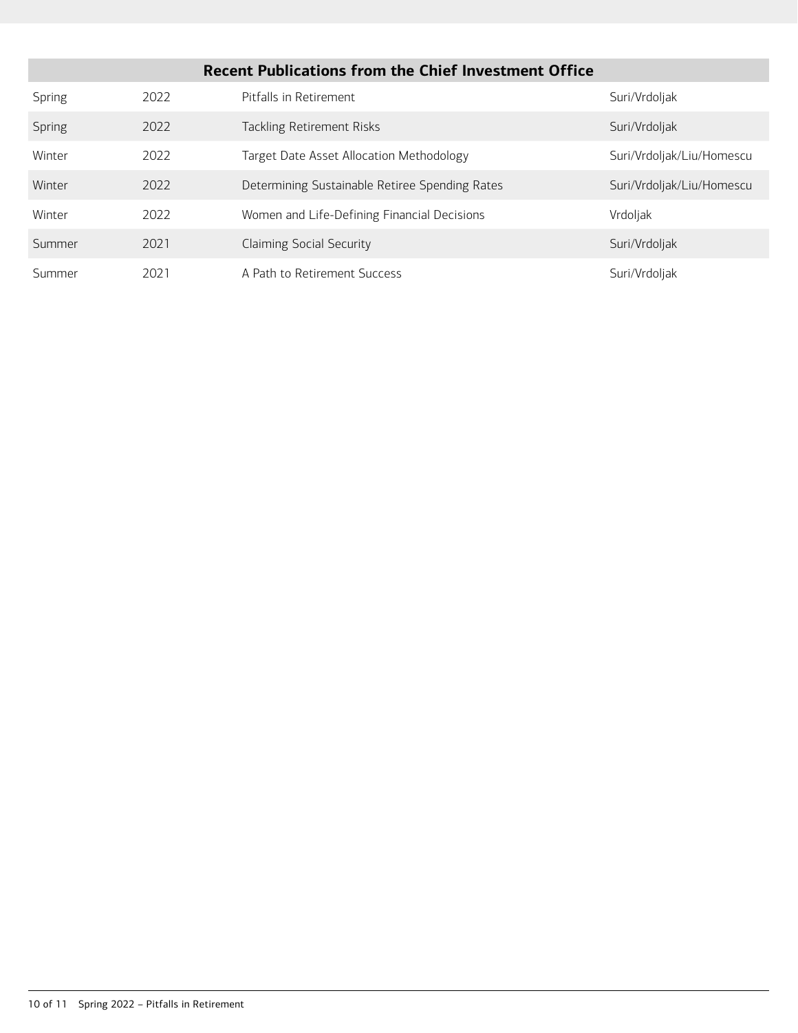| Recent Publications from the Chief Investment Office | | | |
|---|---|---|---|
| Spring | 2022 | Pitfalls in Retirement | Suri/Vrdoljak |
| Spring | 2022 | Tackling Retirement Risks | Suri/Vrdoljak |
| Winter | 2022 | Target Date Asset Allocation Methodology | Suri/Vrdoljak/Liu/Homescu |
| Winter | 2022 | Determining Sustainable Retiree Spending Rates | Suri/Vrdoljak/Liu/Homescu |
| Winter | 2022 | Women and Life-Defining Financial Decisions | Vrdoljak |
| Summer | 2021 | Claiming Social Security | Suri/Vrdoljak |
| Summer | 2021 | A Path to Retirement Success | Suri/Vrdoljak |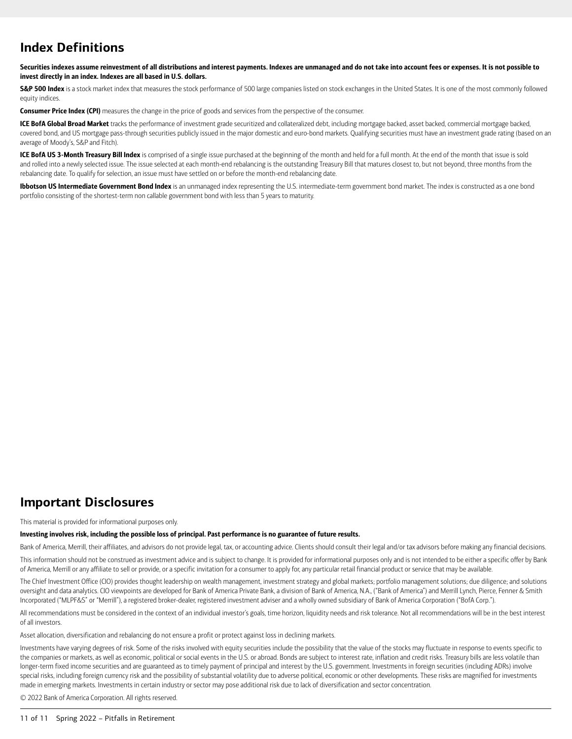## Index Definitions

**Securities indexes assume reinvestment of all distributions and interest payments. Indexes are unmanaged and do not take into account fees or expenses. It is not possible to invest directly in an index. Indexes are all based in U.S. dollars.**

**S&P 500 Index** is a stock market index that measures the stock performance of 500 large companies listed on stock exchanges in the United States. It is one of the most commonly followed equity indices.

**Consumer Price Index (CPI)** measures the change in the price of goods and services from the perspective of the consumer.

**ICE BofA Global Broad Market** tracks the performance of investment grade securitized and collateralized debt, including mortgage backed, asset backed, commercial mortgage backed, covered bond, and US mortgage pass-through securities publicly issued in the major domestic and euro-bond markets. Qualifying securities must have an investment grade rating (based on an average of Moody's, S&P and Fitch).

**ICE BofA US 3-Month Treasury Bill Index** is comprised of a single issue purchased at the beginning of the month and held for a full month. At the end of the month that issue is sold and rolled into a newly selected issue. The issue selected at each month-end rebalancing is the outstanding Treasury Bill that matures closest to, but not beyond, three months from the rebalancing date. To qualify for selection, an issue must have settled on or before the month-end rebalancing date.

**Ibbotson US Intermediate Government Bond Index** is an unmanaged index representing the U.S. intermediate-term government bond market. The index is constructed as a one bond portfolio consisting of the shortest-term non callable government bond with less than 5 years to maturity.

## Important Disclosures

This material is provided for informational purposes only.

**Investing involves risk, including the possible loss of principal. Past performance is no guarantee of future results.**

Bank of America, Merrill, their affiliates, and advisors do not provide legal, tax, or accounting advice. Clients should consult their legal and/or tax advisors before making any financial decisions.

This information should not be construed as investment advice and is subject to change. It is provided for informational purposes only and is not intended to be either a specific offer by Bank of America, Merrill or any affiliate to sell or provide, or a specific invitation for a consumer to apply for, any particular retail financial product or service that may be available.

The Chief Investment Office (CIO) provides thought leadership on wealth management, investment strategy and global markets; portfolio management solutions; due diligence; and solutions oversight and data analytics. CIO viewpoints are developed for Bank of America Private Bank, a division of Bank of America, N.A., ("Bank of America") and Merrill Lynch, Pierce, Fenner & Smith Incorporated ("MLPF&S" or "Merrill"), a registered broker-dealer, registered investment adviser and a wholly owned subsidiary of Bank of America Corporation ("BofA Corp.").

All recommendations must be considered in the context of an individual investor's goals, time horizon, liquidity needs and risk tolerance. Not all recommendations will be in the best interest of all investors.

Asset allocation, diversification and rebalancing do not ensure a profit or protect against loss in declining markets.

Investments have varying degrees of risk. Some of the risks involved with equity securities include the possibility that the value of the stocks may fluctuate in response to events specific to the companies or markets, as well as economic, political or social events in the U.S. or abroad. Bonds are subject to interest rate, inflation and credit risks. Treasury bills are less volatile than longer-term fixed income securities and are guaranteed as to timely payment of principal and interest by the U.S. government. Investments in foreign securities (including ADRs) involve special risks, including foreign currency risk and the possibility of substantial volatility due to adverse political, economic or other developments. These risks are magnified for investments made in emerging markets. Investments in certain industry or sector may pose additional risk due to lack of diversification and sector concentration.

© 2022 Bank of America Corporation. All rights reserved.